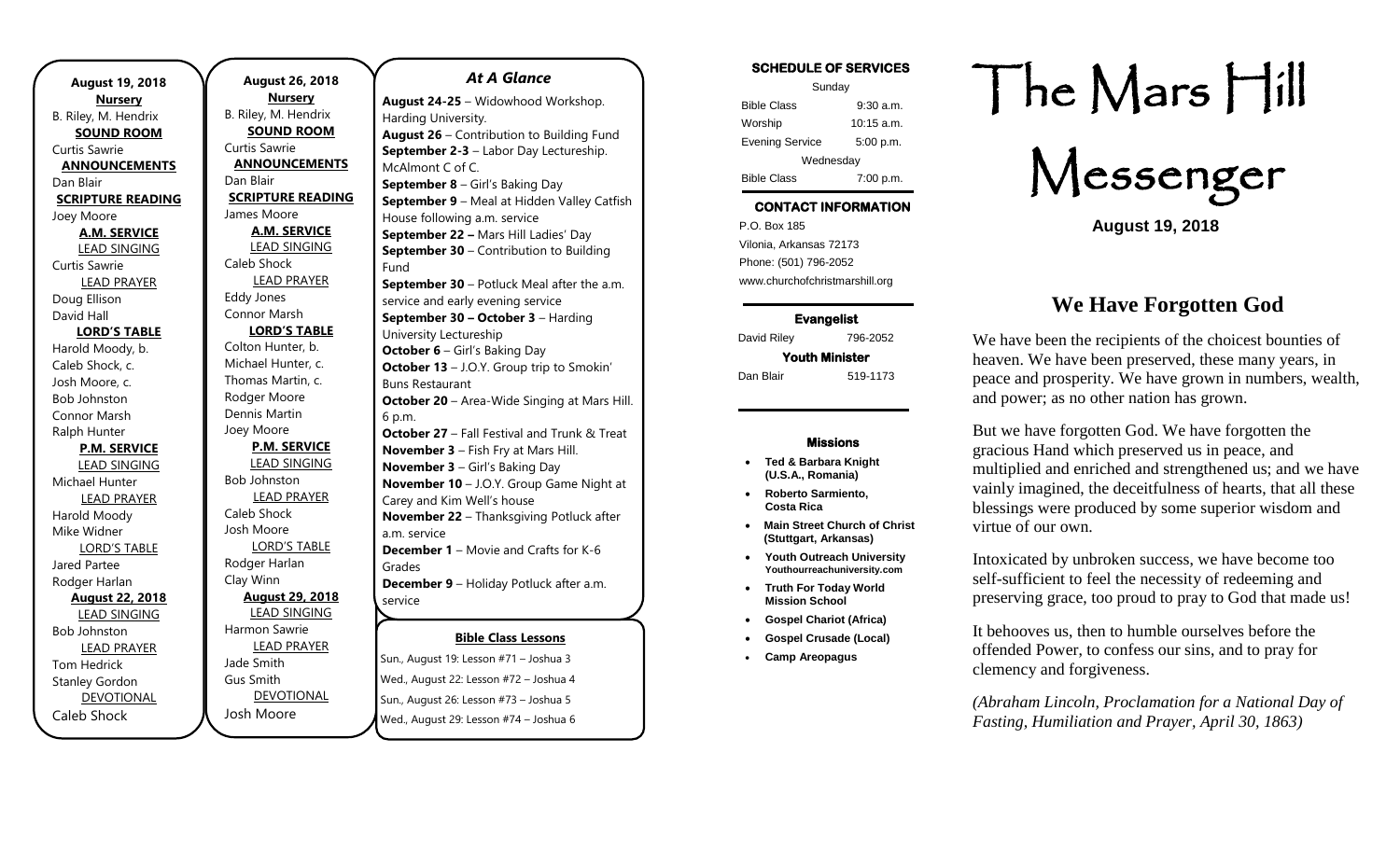**August 19, 2018**

**Nursery**
B. Riley, M. Hendrix

**SOUND ROOM**
Curtis Sawrie

**ANNOUNCEMENTS**
Dan Blair

**SCRIPTURE READING**
Joey Moore

**A.M. SERVICE**

LEAD SINGING
Curtis Sawrie

LEAD PRAYER
Doug Ellison
David Hall

**LORD'S TABLE**
Harold Moody, b.
Caleb Shock, c.
Josh Moore, c.
Bob Johnston
Connor Marsh
Ralph Hunter

**P.M. SERVICE**

LEAD SINGING
Michael Hunter

LEAD PRAYER
Harold Moody
Mike Widner

LORD'S TABLE
Jared Partee
Rodger Harlan

**August 22, 2018**

LEAD SINGING
Bob Johnston

LEAD PRAYER
Tom Hedrick
Stanley Gordon

DEVOTIONAL
Caleb Shock

**August 26, 2018**

**Nursery**
B. Riley, M. Hendrix

**SOUND ROOM**
Curtis Sawrie

**ANNOUNCEMENTS**
Dan Blair

**SCRIPTURE READING**
James Moore

**A.M. SERVICE**

LEAD SINGING
Caleb Shock

LEAD PRAYER
Eddy Jones
Connor Marsh

**LORD'S TABLE**
Colton Hunter, b.
Michael Hunter, c.
Thomas Martin, c.
Rodger Moore
Dennis Martin
Joey Moore

**P.M. SERVICE**

LEAD SINGING
Bob Johnston

LEAD PRAYER
Caleb Shock
Josh Moore

LORD'S TABLE
Rodger Harlan
Clay Winn

**August 29, 2018**

LEAD SINGING
Harmon Sawrie

LEAD PRAYER
Jade Smith
Gus Smith

DEVOTIONAL
Josh Moore

## At A Glance

**August 24-25** – Widowhood Workshop. Harding University.
**August 26** – Contribution to Building Fund
**September 2-3** – Labor Day Lectureship. McAlmont C of C.
**September 8** – Girl's Baking Day
**September 9** – Meal at Hidden Valley Catfish House following a.m. service
**September 22 –** Mars Hill Ladies' Day
**September 30** – Contribution to Building Fund
**September 30** – Potluck Meal after the a.m. service and early evening service
**September 30 – October 3** – Harding University Lectureship
**October 6** – Girl's Baking Day
**October 13** – J.O.Y. Group trip to Smokin' Buns Restaurant
**October 20** – Area-Wide Singing at Mars Hill. 6 p.m.
**October 27** – Fall Festival and Trunk & Treat
**November 3** – Fish Fry at Mars Hill.
**November 3** – Girl's Baking Day
**November 10** – J.O.Y. Group Game Night at Carey and Kim Well's house
**November 22** – Thanksgiving Potluck after a.m. service
**December 1** – Movie and Crafts for K-6 Grades
**December 9** – Holiday Potluck after a.m. service

**Bible Class Lessons**

Sun., August 19: Lesson #71 – Joshua 3
Wed., August 22: Lesson #72 – Joshua 4
Sun., August 26: Lesson #73 – Joshua 5
Wed., August 29: Lesson #74 – Joshua 6

**SCHEDULE OF SERVICES**

| Sunday | |
|---|---|
| Bible Class | 9:30 a.m. |
| Worship | 10:15 a.m. |
| Evening Service | 5:00 p.m. |
| Wednesday | |
| Bible Class | 7:00 p.m. |

**CONTACT INFORMATION**

P.O. Box 185
Vilonia, Arkansas 72173
Phone: (501) 796-2052
www.churchofchristmarshill.org

**Evangelist**
David Riley 796-2052

**Youth Minister**
Dan Blair 519-1173

**Missions**

- **Ted & Barbara Knight (U.S.A., Romania)**
- **Roberto Sarmiento, Costa Rica**
- **Main Street Church of Christ (Stuttgart, Arkansas)**
- **Youth Outreach University** Youthourreachuniversity.com
- **Truth For Today World Mission School**
- **Gospel Chariot (Africa)**
- **Gospel Crusade (Local)**
- **Camp Areopagus**

# The Mars Hill Messenger

**August 19, 2018**

## We Have Forgotten God

We have been the recipients of the choicest bounties of heaven. We have been preserved, these many years, in peace and prosperity. We have grown in numbers, wealth, and power; as no other nation has grown.

But we have forgotten God. We have forgotten the gracious Hand which preserved us in peace, and multiplied and enriched and strengthened us; and we have vainly imagined, the deceitfulness of hearts, that all these blessings were produced by some superior wisdom and virtue of our own.

Intoxicated by unbroken success, we have become too self-sufficient to feel the necessity of redeeming and preserving grace, too proud to pray to God that made us!

It behooves us, then to humble ourselves before the offended Power, to confess our sins, and to pray for clemency and forgiveness.

*(Abraham Lincoln, Proclamation for a National Day of Fasting, Humiliation and Prayer, April 30, 1863)*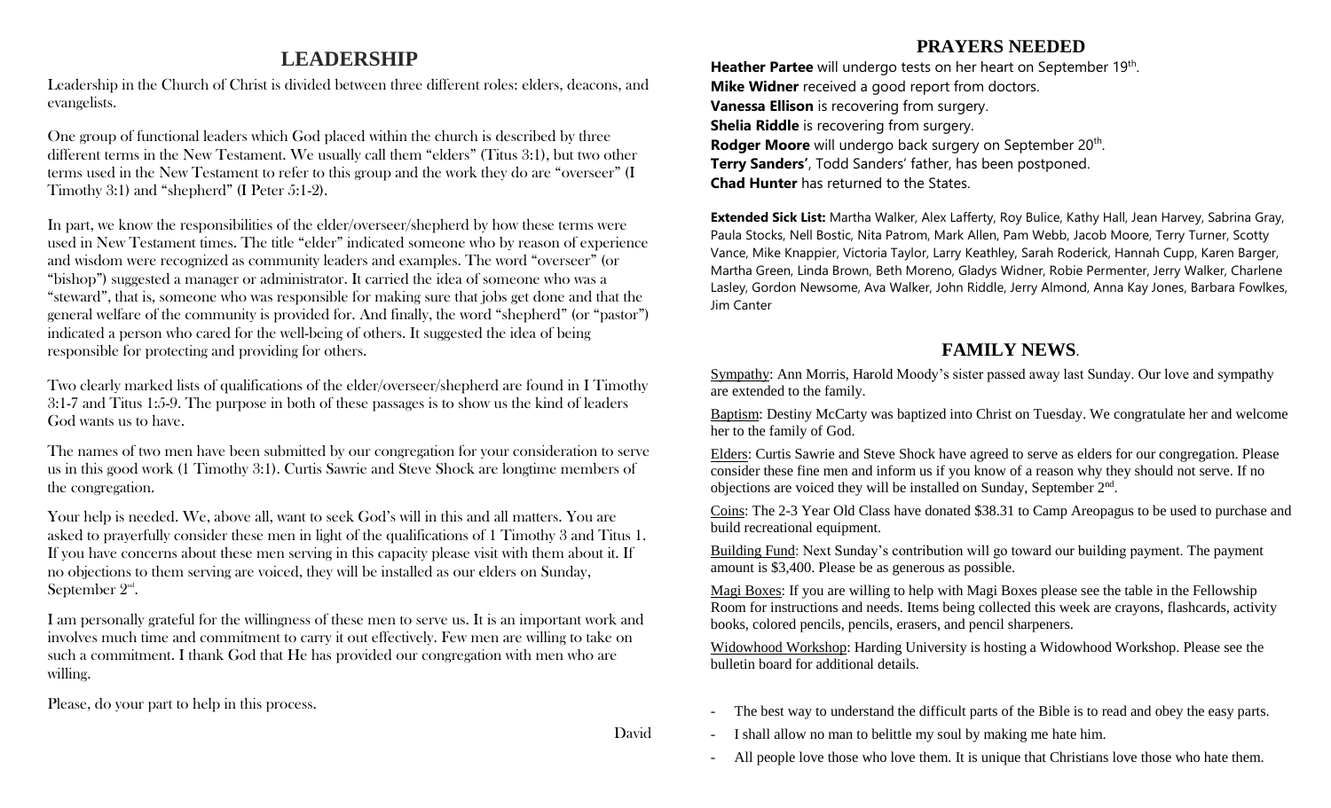## LEADERSHIP

Leadership in the Church of Christ is divided between three different roles: elders, deacons, and evangelists.

One group of functional leaders which God placed within the church is described by three different terms in the New Testament. We usually call them "elders" (Titus 3:1), but two other terms used in the New Testament to refer to this group and the work they do are "overseer" (I Timothy 3:1) and "shepherd" (I Peter 5:1-2).

In part, we know the responsibilities of the elder/overseer/shepherd by how these terms were used in New Testament times. The title "elder" indicated someone who by reason of experience and wisdom were recognized as community leaders and examples. The word "overseer" (or "bishop") suggested a manager or administrator. It carried the idea of someone who was a "steward", that is, someone who was responsible for making sure that jobs get done and that the general welfare of the community is provided for. And finally, the word "shepherd" (or "pastor") indicated a person who cared for the well-being of others. It suggested the idea of being responsible for protecting and providing for others.

Two clearly marked lists of qualifications of the elder/overseer/shepherd are found in I Timothy 3:1-7 and Titus 1:5-9. The purpose in both of these passages is to show us the kind of leaders God wants us to have.

The names of two men have been submitted by our congregation for your consideration to serve us in this good work (1 Timothy 3:1). Curtis Sawrie and Steve Shock are longtime members of the congregation.

Your help is needed. We, above all, want to seek God's will in this and all matters. You are asked to prayerfully consider these men in light of the qualifications of 1 Timothy 3 and Titus 1. If you have concerns about these men serving in this capacity please visit with them about it. If no objections to them serving are voiced, they will be installed as our elders on Sunday, September 2nd.

I am personally grateful for the willingness of these men to serve us. It is an important work and involves much time and commitment to carry it out effectively. Few men are willing to take on such a commitment. I thank God that He has provided our congregation with men who are willing.

Please, do your part to help in this process.

David

## PRAYERS NEEDED

**Heather Partee** will undergo tests on her heart on September 19th.
**Mike Widner** received a good report from doctors.
**Vanessa Ellison** is recovering from surgery.
**Shelia Riddle** is recovering from surgery.
**Rodger Moore** will undergo back surgery on September 20th.
**Terry Sanders'**, Todd Sanders' father, has been postponed.
**Chad Hunter** has returned to the States.

**Extended Sick List:** Martha Walker, Alex Lafferty, Roy Bulice, Kathy Hall, Jean Harvey, Sabrina Gray, Paula Stocks, Nell Bostic, Nita Patrom, Mark Allen, Pam Webb, Jacob Moore, Terry Turner, Scotty Vance, Mike Knappier, Victoria Taylor, Larry Keathley, Sarah Roderick, Hannah Cupp, Karen Barger, Martha Green, Linda Brown, Beth Moreno, Gladys Widner, Robie Permenter, Jerry Walker, Charlene Lasley, Gordon Newsome, Ava Walker, John Riddle, Jerry Almond, Anna Kay Jones, Barbara Fowlkes, Jim Canter

## FAMILY NEWS.

Sympathy: Ann Morris, Harold Moody's sister passed away last Sunday. Our love and sympathy are extended to the family.

Baptism: Destiny McCarty was baptized into Christ on Tuesday. We congratulate her and welcome her to the family of God.

Elders: Curtis Sawrie and Steve Shock have agreed to serve as elders for our congregation. Please consider these fine men and inform us if you know of a reason why they should not serve. If no objections are voiced they will be installed on Sunday, September 2nd.

Coins: The 2-3 Year Old Class have donated $38.31 to Camp Areopagus to be used to purchase and build recreational equipment.

Building Fund: Next Sunday's contribution will go toward our building payment. The payment amount is $3,400. Please be as generous as possible.

Magi Boxes: If you are willing to help with Magi Boxes please see the table in the Fellowship Room for instructions and needs. Items being collected this week are crayons, flashcards, activity books, colored pencils, pencils, erasers, and pencil sharpeners.

Widowhood Workshop: Harding University is hosting a Widowhood Workshop. Please see the bulletin board for additional details.

- The best way to understand the difficult parts of the Bible is to read and obey the easy parts.
- I shall allow no man to belittle my soul by making me hate him.
- All people love those who love them. It is unique that Christians love those who hate them.